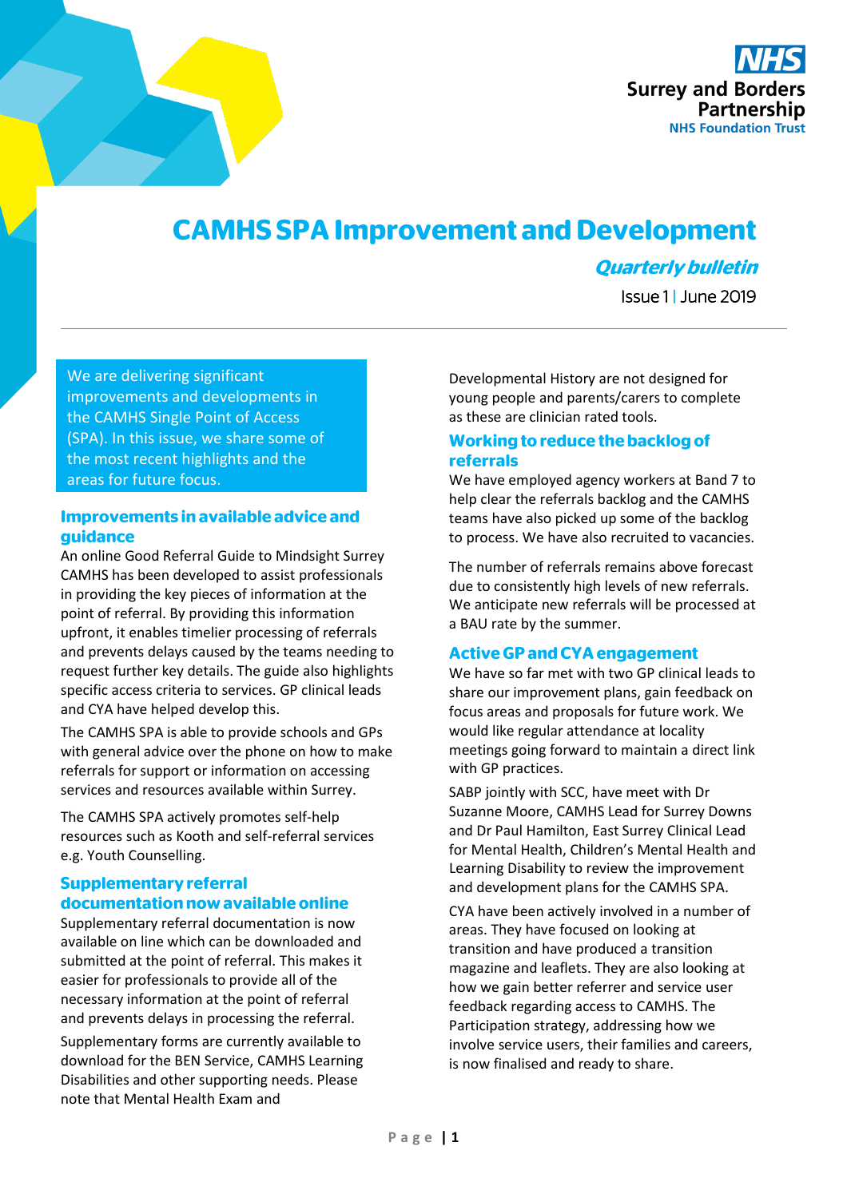NHS Surrey and Borders Partnership NHS Foundation Trust

# CAMHS SPA Improvement and Development

***Quarterly bulletin***

Issue 1 | June 2019

We are delivering significant improvements and developments in the CAMHS Single Point of Access (SPA). In this issue, we share some of the most recent highlights and the areas for future focus.

## Improvements in available advice and guidance

An online Good Referral Guide to Mindsight Surrey CAMHS has been developed to assist professionals in providing the key pieces of information at the point of referral. By providing this information upfront, it enables timelier processing of referrals and prevents delays caused by the teams needing to request further key details. The guide also highlights specific access criteria to services. GP clinical leads and CYA have helped develop this.

The CAMHS SPA is able to provide schools and GPs with general advice over the phone on how to make referrals for support or information on accessing services and resources available within Surrey.

The CAMHS SPA actively promotes self-help resources such as Kooth and self-referral services e.g. Youth Counselling.

## Supplementary referral documentation now available online

Supplementary referral documentation is now available on line which can be downloaded and submitted at the point of referral. This makes it easier for professionals to provide all of the necessary information at the point of referral and prevents delays in processing the referral.

Supplementary forms are currently available to download for the BEN Service, CAMHS Learning Disabilities and other supporting needs. Please note that Mental Health Exam and Developmental History are not designed for young people and parents/carers to complete as these are clinician rated tools.

## Working to reduce the backlog of referrals

We have employed agency workers at Band 7 to help clear the referrals backlog and the CAMHS teams have also picked up some of the backlog to process. We have also recruited to vacancies.

The number of referrals remains above forecast due to consistently high levels of new referrals. We anticipate new referrals will be processed at a BAU rate by the summer.

## Active GP and CYA engagement

We have so far met with two GP clinical leads to share our improvement plans, gain feedback on focus areas and proposals for future work. We would like regular attendance at locality meetings going forward to maintain a direct link with GP practices.

SABP jointly with SCC, have meet with Dr Suzanne Moore, CAMHS Lead for Surrey Downs and Dr Paul Hamilton, East Surrey Clinical Lead for Mental Health, Children's Mental Health and Learning Disability to review the improvement and development plans for the CAMHS SPA.

CYA have been actively involved in a number of areas. They have focused on looking at transition and have produced a transition magazine and leaflets. They are also looking at how we gain better referrer and service user feedback regarding access to CAMHS. The Participation strategy, addressing how we involve service users, their families and careers, is now finalised and ready to share.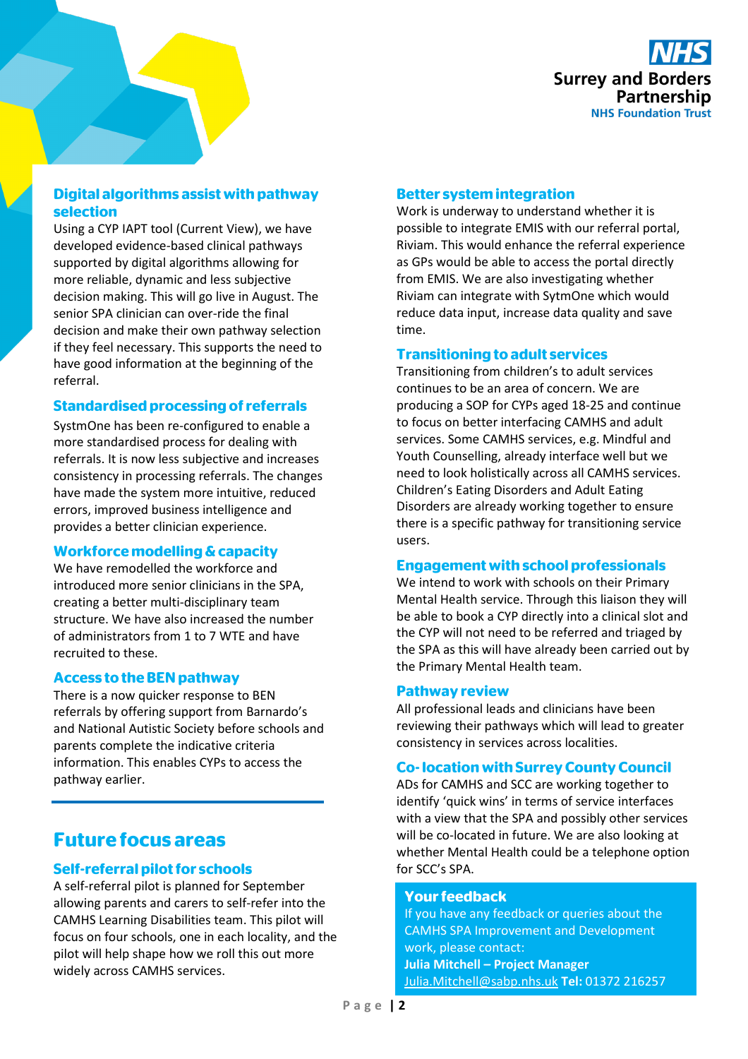## Digital algorithms assist with pathway selection

Using a CYP IAPT tool (Current View), we have developed evidence-based clinical pathways supported by digital algorithms allowing for more reliable, dynamic and less subjective decision making. This will go live in August. The senior SPA clinician can over-ride the final decision and make their own pathway selection if they feel necessary. This supports the need to have good information at the beginning of the referral.

## Standardised processing of referrals

SystmOne has been re-configured to enable a more standardised process for dealing with referrals. It is now less subjective and increases consistency in processing referrals. The changes have made the system more intuitive, reduced errors, improved business intelligence and provides a better clinician experience.

## Workforce modelling & capacity

We have remodelled the workforce and introduced more senior clinicians in the SPA, creating a better multi-disciplinary team structure. We have also increased the number of administrators from 1 to 7 WTE and have recruited to these.

## Access to the BEN pathway

There is a now quicker response to BEN referrals by offering support from Barnardo's and National Autistic Society before schools and parents complete the indicative criteria information. This enables CYPs to access the pathway earlier.

## Better system integration

Work is underway to understand whether it is possible to integrate EMIS with our referral portal, Riviam. This would enhance the referral experience as GPs would be able to access the portal directly from EMIS. We are also investigating whether Riviam can integrate with SytmOne which would reduce data input, increase data quality and save time.

## Transitioning to adult services

Transitioning from children's to adult services continues to be an area of concern. We are producing a SOP for CYPs aged 18-25 and continue to focus on better interfacing CAMHS and adult services. Some CAMHS services, e.g. Mindful and Youth Counselling, already interface well but we need to look holistically across all CAMHS services. Children's Eating Disorders and Adult Eating Disorders are already working together to ensure there is a specific pathway for transitioning service users.

## Engagement with school professionals

We intend to work with schools on their Primary Mental Health service. Through this liaison they will be able to book a CYP directly into a clinical slot and the CYP will not need to be referred and triaged by the SPA as this will have already been carried out by the Primary Mental Health team.

## Pathway review

All professional leads and clinicians have been reviewing their pathways which will lead to greater consistency in services across localities.

## Co- location with Surrey County Council

ADs for CAMHS and SCC are working together to identify 'quick wins' in terms of service interfaces with a view that the SPA and possibly other services will be co-located in future. We are also looking at whether Mental Health could be a telephone option for SCC's SPA.

# Future focus areas

## Self-referral pilot for schools

A self-referral pilot is planned for September allowing parents and carers to self-refer into the CAMHS Learning Disabilities team. This pilot will focus on four schools, one in each locality, and the pilot will help shape how we roll this out more widely across CAMHS services.

## Your feedback

If you have any feedback or queries about the CAMHS SPA Improvement and Development work, please contact:

**Julia Mitchell – Project Manager**
Julia.Mitchell@sabp.nhs.uk **Tel:** 01372 216257